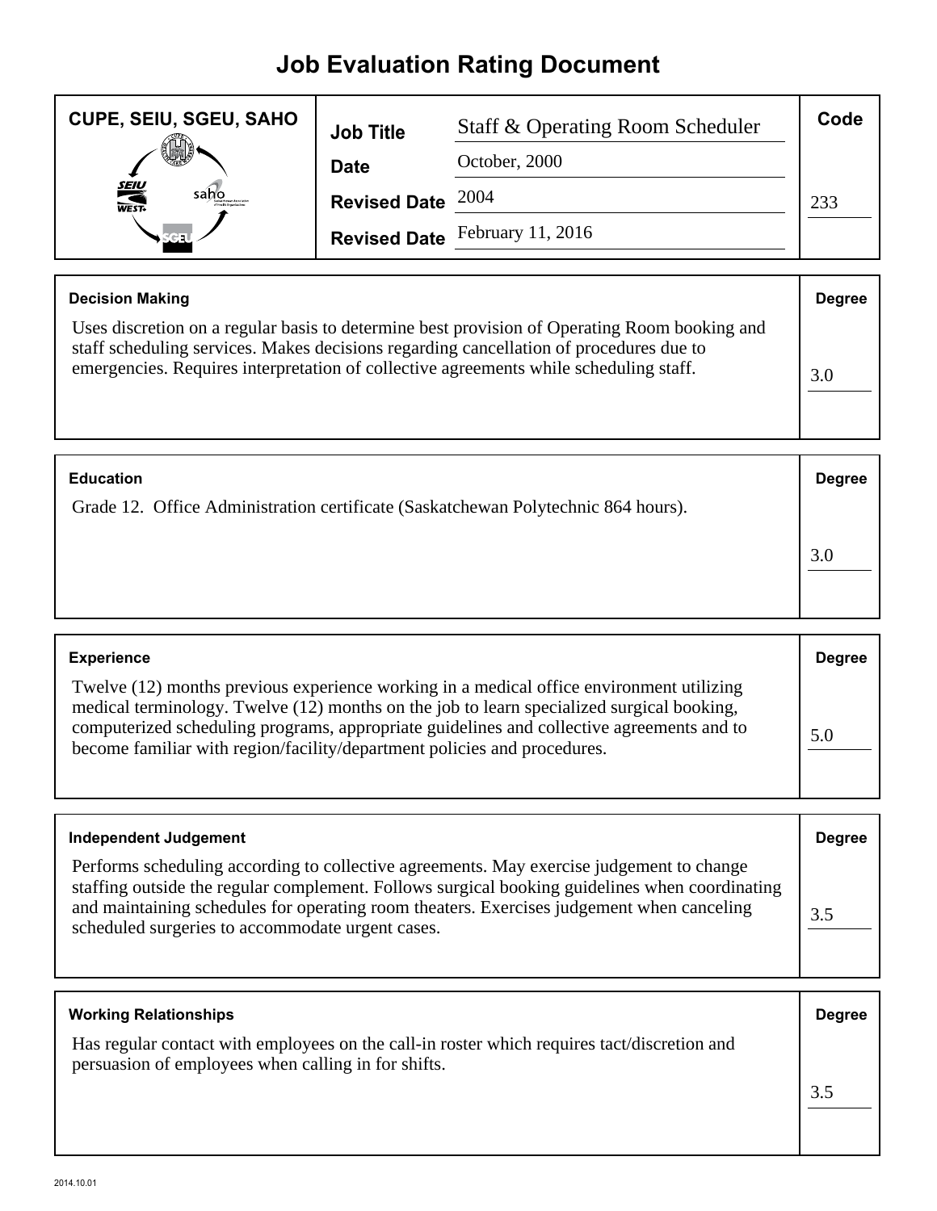# Job Evaluation Rating Document

| CUPE, SEIU, SGEU, SAHO | | | Code |
|---|---|---|---|
| | **Job Title** | Staff & Operating Room Scheduler | |
| | **Date** | October, 2000 | |
| | **Revised Date** | 2004 | 233 |
| | **Revised Date** | February 11, 2016 | |

| **Decision Making** | **Degree** |
|---|---|
| Uses discretion on a regular basis to determine best provision of Operating Room booking and staff scheduling services. Makes decisions regarding cancellation of procedures due to emergencies. Requires interpretation of collective agreements while scheduling staff. | 3.0 |

| **Education** | **Degree** |
|---|---|
| Grade 12. Office Administration certificate (Saskatchewan Polytechnic 864 hours). | 3.0 |

| **Experience** | **Degree** |
|---|---|
| Twelve (12) months previous experience working in a medical office environment utilizing medical terminology. Twelve (12) months on the job to learn specialized surgical booking, computerized scheduling programs, appropriate guidelines and collective agreements and to become familiar with region/facility/department policies and procedures. | 5.0 |

| **Independent Judgement** | **Degree** |
|---|---|
| Performs scheduling according to collective agreements. May exercise judgement to change staffing outside the regular complement. Follows surgical booking guidelines when coordinating and maintaining schedules for operating room theaters. Exercises judgement when canceling scheduled surgeries to accommodate urgent cases. | 3.5 |

| **Working Relationships** | **Degree** |
|---|---|
| Has regular contact with employees on the call-in roster which requires tact/discretion and persuasion of employees when calling in for shifts. | 3.5 |

2014.10.01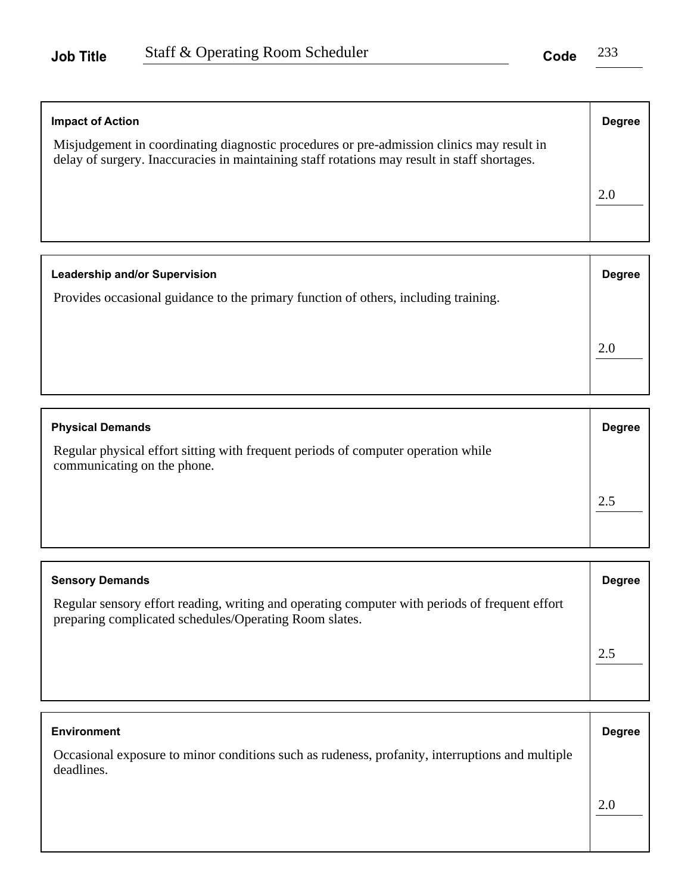**Job Title** Staff & Operating Room Scheduler **Code** 233

| **Impact of Action** | **Degree** |
| --- | --- |
| Misjudgement in coordinating diagnostic procedures or pre-admission clinics may result in delay of surgery. Inaccuracies in maintaining staff rotations may result in staff shortages. | 2.0 |

| **Leadership and/or Supervision** | **Degree** |
| --- | --- |
| Provides occasional guidance to the primary function of others, including training. | 2.0 |

| **Physical Demands** | **Degree** |
| --- | --- |
| Regular physical effort sitting with frequent periods of computer operation while communicating on the phone. | 2.5 |

| **Sensory Demands** | **Degree** |
| --- | --- |
| Regular sensory effort reading, writing and operating computer with periods of frequent effort preparing complicated schedules/Operating Room slates. | 2.5 |

| **Environment** | **Degree** |
| --- | --- |
| Occasional exposure to minor conditions such as rudeness, profanity, interruptions and multiple deadlines. | 2.0 |